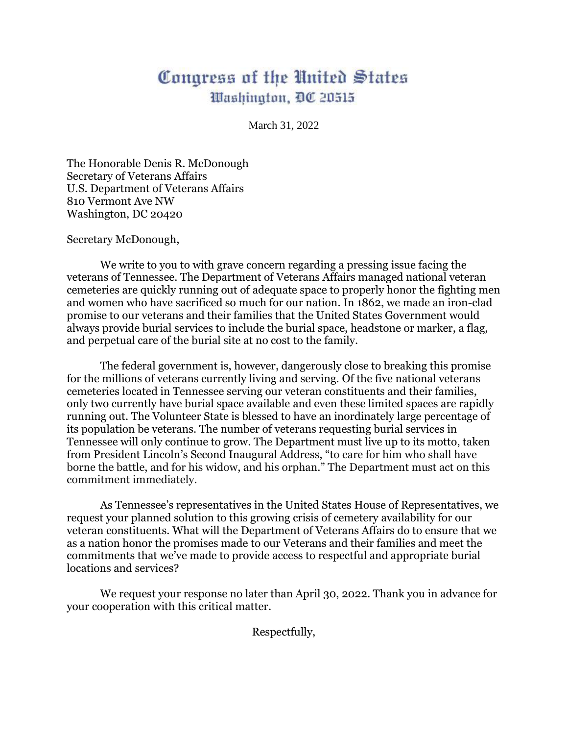# Congress of the United States
## Washington, DC 20515

March 31, 2022

The Honorable Denis R. McDonough
Secretary of Veterans Affairs
U.S. Department of Veterans Affairs
810 Vermont Ave NW
Washington, DC 20420

Secretary McDonough,

We write to you to with grave concern regarding a pressing issue facing the veterans of Tennessee. The Department of Veterans Affairs managed national veteran cemeteries are quickly running out of adequate space to properly honor the fighting men and women who have sacrificed so much for our nation. In 1862, we made an iron-clad promise to our veterans and their families that the United States Government would always provide burial services to include the burial space, headstone or marker, a flag, and perpetual care of the burial site at no cost to the family.

The federal government is, however, dangerously close to breaking this promise for the millions of veterans currently living and serving. Of the five national veterans cemeteries located in Tennessee serving our veteran constituents and their families, only two currently have burial space available and even these limited spaces are rapidly running out. The Volunteer State is blessed to have an inordinately large percentage of its population be veterans. The number of veterans requesting burial services in Tennessee will only continue to grow. The Department must live up to its motto, taken from President Lincoln's Second Inaugural Address, "to care for him who shall have borne the battle, and for his widow, and his orphan." The Department must act on this commitment immediately.

As Tennessee's representatives in the United States House of Representatives, we request your planned solution to this growing crisis of cemetery availability for our veteran constituents. What will the Department of Veterans Affairs do to ensure that we as a nation honor the promises made to our Veterans and their families and meet the commitments that we've made to provide access to respectful and appropriate burial locations and services?

We request your response no later than April 30, 2022. Thank you in advance for your cooperation with this critical matter.

Respectfully,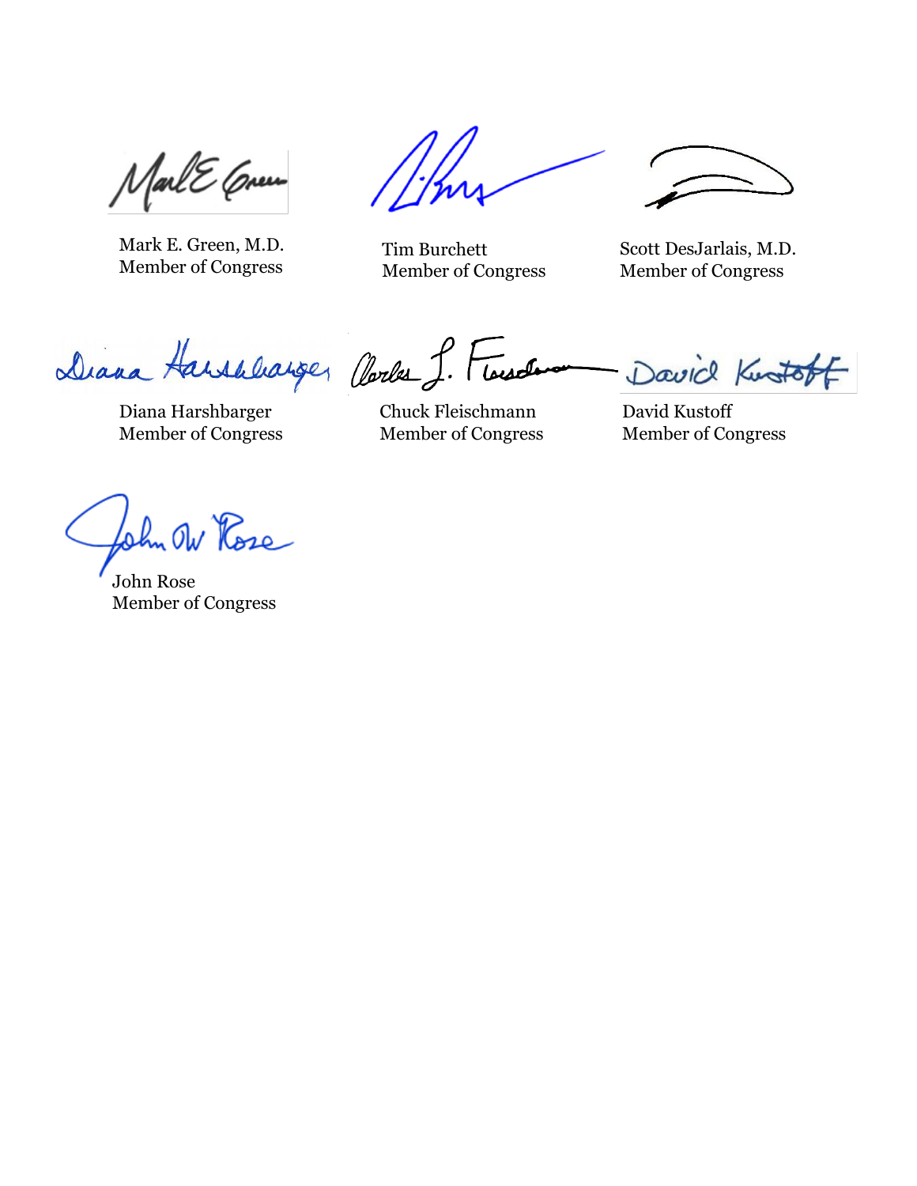Mark E. Green, M.D.
Member of Congress

Tim Burchett
Member of Congress

Scott DesJarlais, M.D.
Member of Congress

Diana Harshbarger
Member of Congress

Chuck Fleischmann
Member of Congress

David Kustoff
Member of Congress

John Rose
Member of Congress